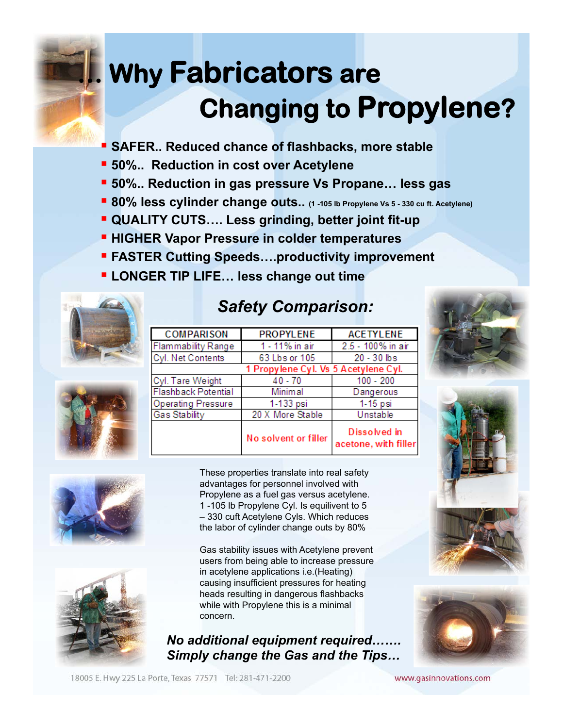# ...Why Fabricators are Changing to Propylene?

- **SAFER.. Reduced chance of flashbacks, more stable**
- **50%.. Reduction in cost over Acetylene**
- **50%.. Reduction in gas pressure Vs Propane… less gas**
- **80% less cylinder change outs.. (1 -105 lb Propylene Vs 5 - 330 cu ft. Acetylene)**
- **QUALITY CUTS…. Less grinding, better joint fit-up**
- **HIGHER Vapor Pressure in colder temperatures**
- **FASTER Cutting Speeds….productivity improvement**
- **LONGER TIP LIFE… less change out time**

## *Safety Comparison:*

| COMPARISON | PROPYLENE | ACETYLENE |
|---|---|---|
| Flammability Range | 1 - 11% in air | 2.5 - 100% in air |
| Cyl. Net Contents | 63 Lbs or 105 | 20 - 30 lbs |
| | 1 Propylene Cyl. Vs 5 Acetylene Cyl. | |
| Cyl. Tare Weight | 40 - 70 | 100 - 200 |
| Flashback Potential | Minimal | Dangerous |
| Operating Pressure | 1-133 psi | 1-15 psi |
| Gas Stability | 20 X More Stable | Unstable |
| | No solvent or filler | Dissolved in acetone, with filler |

These properties translate into real safety advantages for personnel involved with Propylene as a fuel gas versus acetylene. 1 -105 lb Propylene Cyl. Is equilivent to 5 – 330 cuft Acetylene Cyls. Which reduces the labor of cylinder change outs by 80%

Gas stability issues with Acetylene prevent users from being able to increase pressure in acetylene applications i.e.(Heating) causing insufficient pressures for heating heads resulting in dangerous flashbacks while with Propylene this is a minimal concern.

***No additional equipment required…….***
***Simply change the Gas and the Tips…***

18005 E. Hwy 225 La Porte, Texas 77571 Tel: 281-471-2200 www.gasinnovations.com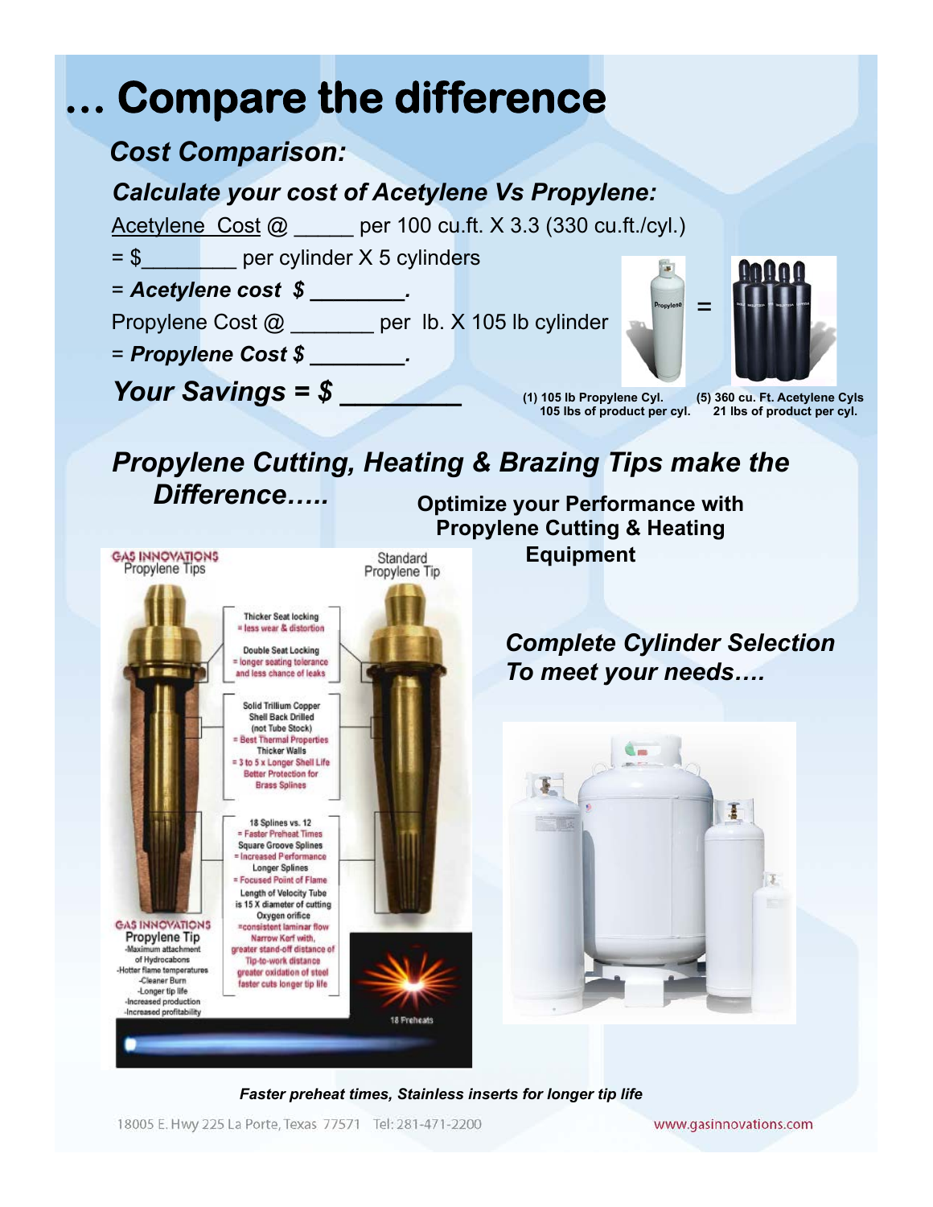# … Compare the difference

## *Cost Comparison:*

### *Calculate your cost of Acetylene Vs Propylene:*

Acetylene Cost @ _____ per 100 cu.ft. X 3.3 (330 cu.ft./cyl.)

= $________ per cylinder X 5 cylinders

= ***Acetylene cost $ ________.***

Propylene Cost @ _______ per lb. X 105 lb cylinder

= ***Propylene Cost $ ________.***

## *Your Savings = $ ________*

**(1) 105 lb Propylene Cyl.**
**105 lbs of product per cyl.**

=

**(5) 360 cu. Ft. Acetylene Cyls**
**21 lbs of product per cyl.**

## *Propylene Cutting, Heating & Brazing Tips make the Difference…..*

**Optimize your Performance with Propylene Cutting & Heating Equipment**

GAS INNOVATIONS Propylene Tips

Standard Propylene Tip

Thicker Seat locking
= less wear & distortion

Double Seat Locking
= longer seating tolerance and less chance of leaks

Solid Trillium Copper Shell Back Drilled (not Tube Stock)
= Best Thermal Properties
Thicker Walls
= 3 to 5 x Longer Shell Life
Better Protection for Brass Splines

18 Splines vs. 12
= Faster Preheat Times
Square Groove Splines
= Increased Performance
Longer Splines
= Focused Point of Flame
Length of Velocity Tube is 15 X diameter of cutting Oxygen orifice
=consistent laminar flow
Narrow Kerf with, greater stand-off distance of Tip-to-work distance
greater oxidation of steel
faster cuts longer tip life

GAS INNOVATIONS Propylene Tip
- Maximum attachment of Hydrocabons
- Hotter flame temperatures
- Cleaner Burn
- Longer tip life
- Increased production
- Increased profitability

18 Preheats

### *Complete Cylinder Selection To meet your needs….*

***Faster preheat times, Stainless inserts for longer tip life***

18005 E. Hwy 225 La Porte, Texas 77571 Tel: 281-471-2200

www.gasinnovations.com